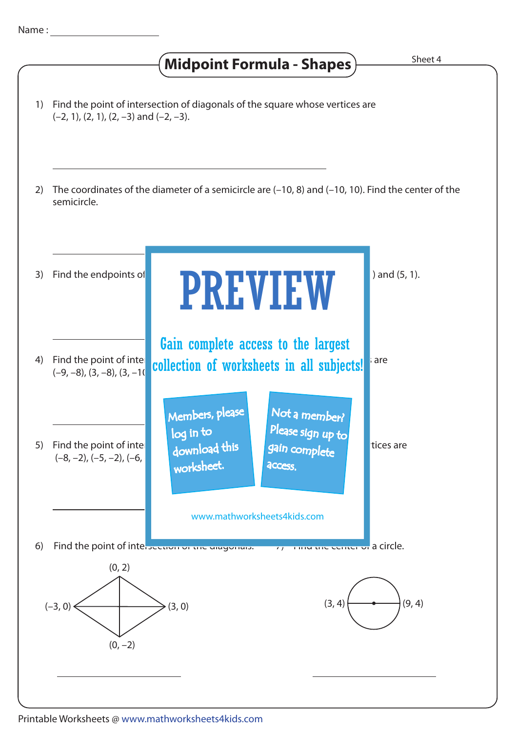Name : ____________________

# Midpoint Formula - Shapes

Sheet 4

1) Find the point of intersection of diagonals of the square whose vertices are (–2, 1), (2, 1), (2, –3) and (–2, –3).

________________________________

2) The coordinates of the diameter of a semicircle are (–10, 8) and (–10, 10). Find the center of the semicircle.

________________________________

3) Find the endpoints of ) and (5, 1).

________________________________

4) Find the point of inte are (–9, –8), (3, –8), (3, –1(

________________________________

5) Find the point of inte tices are (–8, –2), (–5, –2), (–6,

________________________________

PREVIEW

Gain complete access to the largest collection of worksheets in all subjects!

Members, please log in to download this worksheet.

Not a member? Please sign up to gain complete access.

www.mathworksheets4kids.com

6) Find the point of intersection of the diagonals.

(0, 2)

(–3, 0) (3, 0)

(0, –2)

________________________________

7) Find the center of a circle.

(3, 4) (9, 4)

________________________________

Printable Worksheets @ www.mathworksheets4kids.com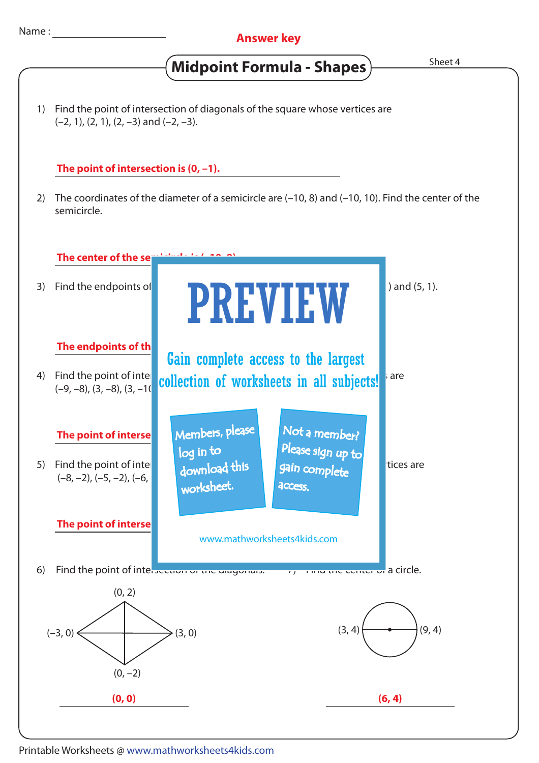Name :

**Answer key**

# Midpoint Formula - Shapes

Sheet 4

1) Find the point of intersection of diagonals of the square whose vertices are (–2, 1), (2, 1), (2, –3) and (–2, –3).

**The point of intersection is (0, –1).**

2) The coordinates of the diameter of a semicircle are (–10, 8) and (–10, 10). Find the center of the semicircle.

**The center of the se**

3) Find the endpoints of ) and (5, 1).

**The endpoints of th**

4) Find the point of inte are (–9, –8), (3, –8), (3, –1

**The point of interse**

5) Find the point of inte tices are (–8, –2), (–5, –2), (–6,

**The point of interse**

PREVIEW

Gain complete access to the largest collection of worksheets in all subjects!

Members, please log in to download this worksheet.

Not a member? Please sign up to gain complete access.

www.mathworksheets4kids.com

6) Find the point of intersection of the diagonals.

(0, 2)

(–3, 0)

(3, 0)

(0, –2)

**(0, 0)**

7) Find the center of a circle.

(3, 4)

(9, 4)

**(6, 4)**